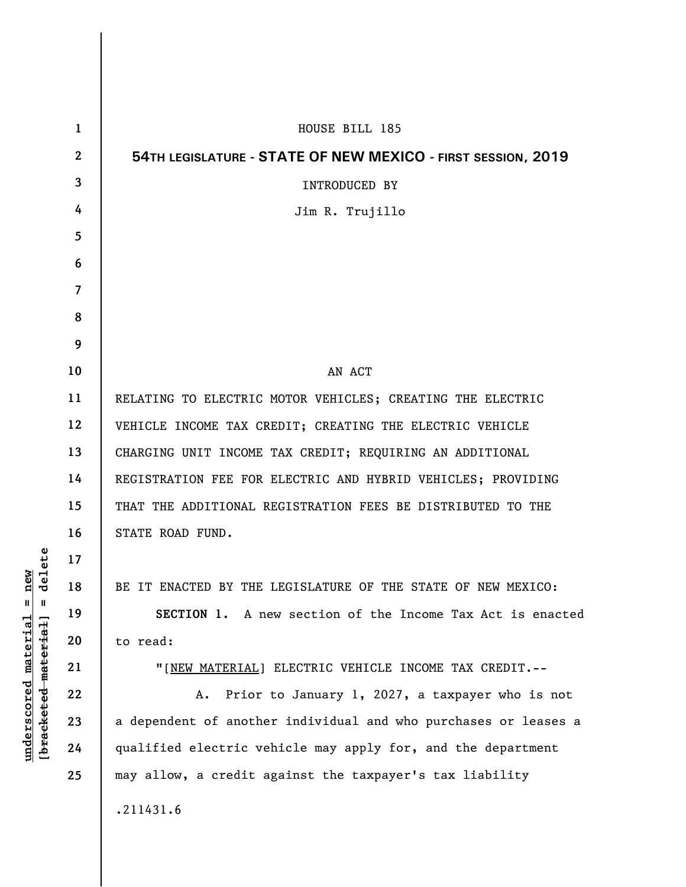HOUSE BILL 185

**54TH LEGISLATURE - STATE OF NEW MEXICO - FIRST SESSION, 2019**

INTRODUCED BY

Jim R. Trujillo

AN ACT

RELATING TO ELECTRIC MOTOR VEHICLES; CREATING THE ELECTRIC VEHICLE INCOME TAX CREDIT; CREATING THE ELECTRIC VEHICLE CHARGING UNIT INCOME TAX CREDIT; REQUIRING AN ADDITIONAL REGISTRATION FEE FOR ELECTRIC AND HYBRID VEHICLES; PROVIDING THAT THE ADDITIONAL REGISTRATION FEES BE DISTRIBUTED TO THE STATE ROAD FUND.

BE IT ENACTED BY THE LEGISLATURE OF THE STATE OF NEW MEXICO:

**SECTION 1.** A new section of the Income Tax Act is enacted to read:

"[NEW MATERIAL] ELECTRIC VEHICLE INCOME TAX CREDIT.--

A. Prior to January 1, 2027, a taxpayer who is not a dependent of another individual and who purchases or leases a qualified electric vehicle may apply for, and the department may allow, a credit against the taxpayer's tax liability

.211431.6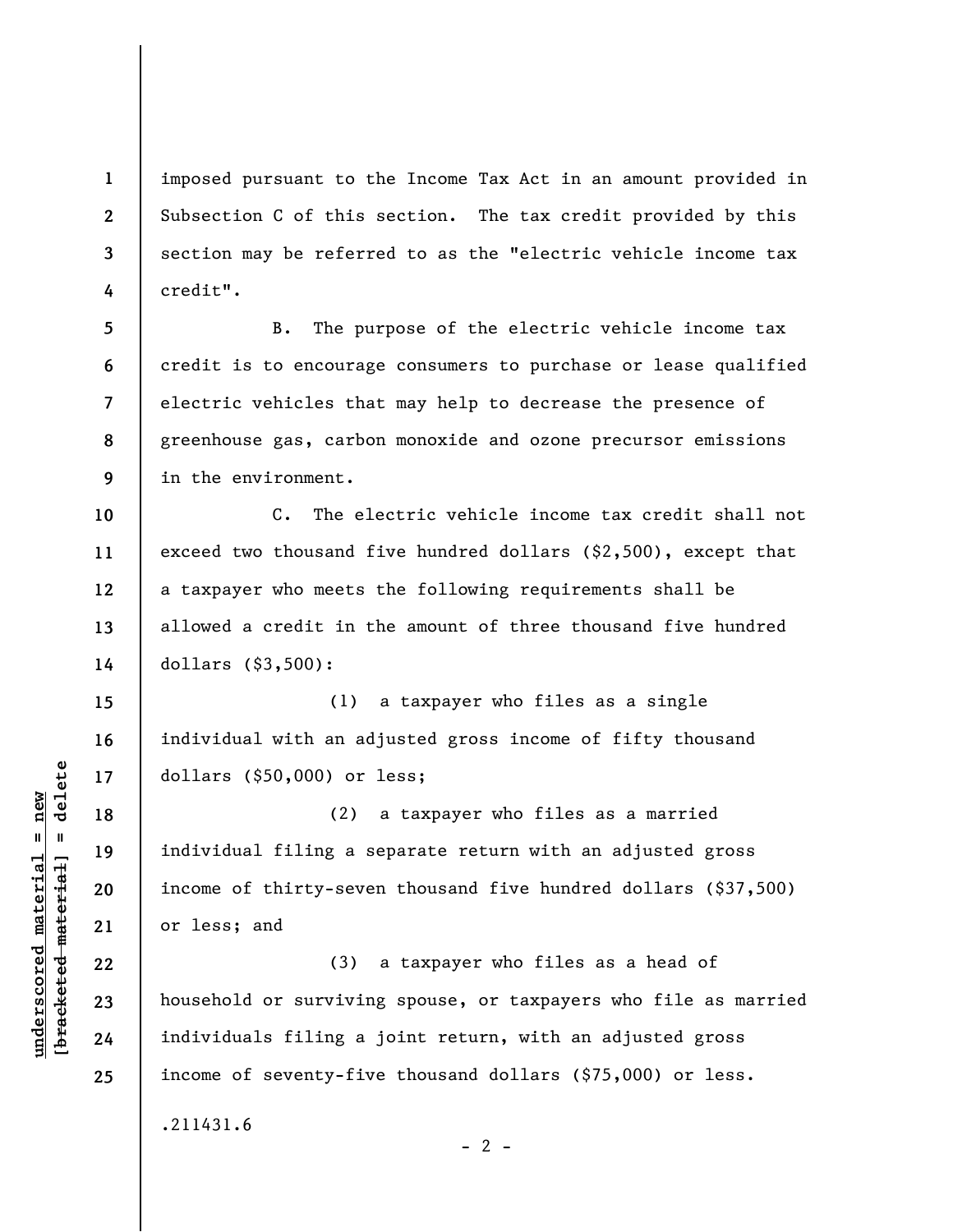imposed pursuant to the Income Tax Act in an amount provided in Subsection C of this section. The tax credit provided by this section may be referred to as the "electric vehicle income tax credit".

B. The purpose of the electric vehicle income tax credit is to encourage consumers to purchase or lease qualified electric vehicles that may help to decrease the presence of greenhouse gas, carbon monoxide and ozone precursor emissions in the environment.

C. The electric vehicle income tax credit shall not exceed two thousand five hundred dollars ($2,500), except that a taxpayer who meets the following requirements shall be allowed a credit in the amount of three thousand five hundred dollars ($3,500):

(1) a taxpayer who files as a single individual with an adjusted gross income of fifty thousand dollars ($50,000) or less;

(2) a taxpayer who files as a married individual filing a separate return with an adjusted gross income of thirty-seven thousand five hundred dollars ($37,500) or less; and

(3) a taxpayer who files as a head of household or surviving spouse, or taxpayers who file as married individuals filing a joint return, with an adjusted gross income of seventy-five thousand dollars ($75,000) or less.

.211431.6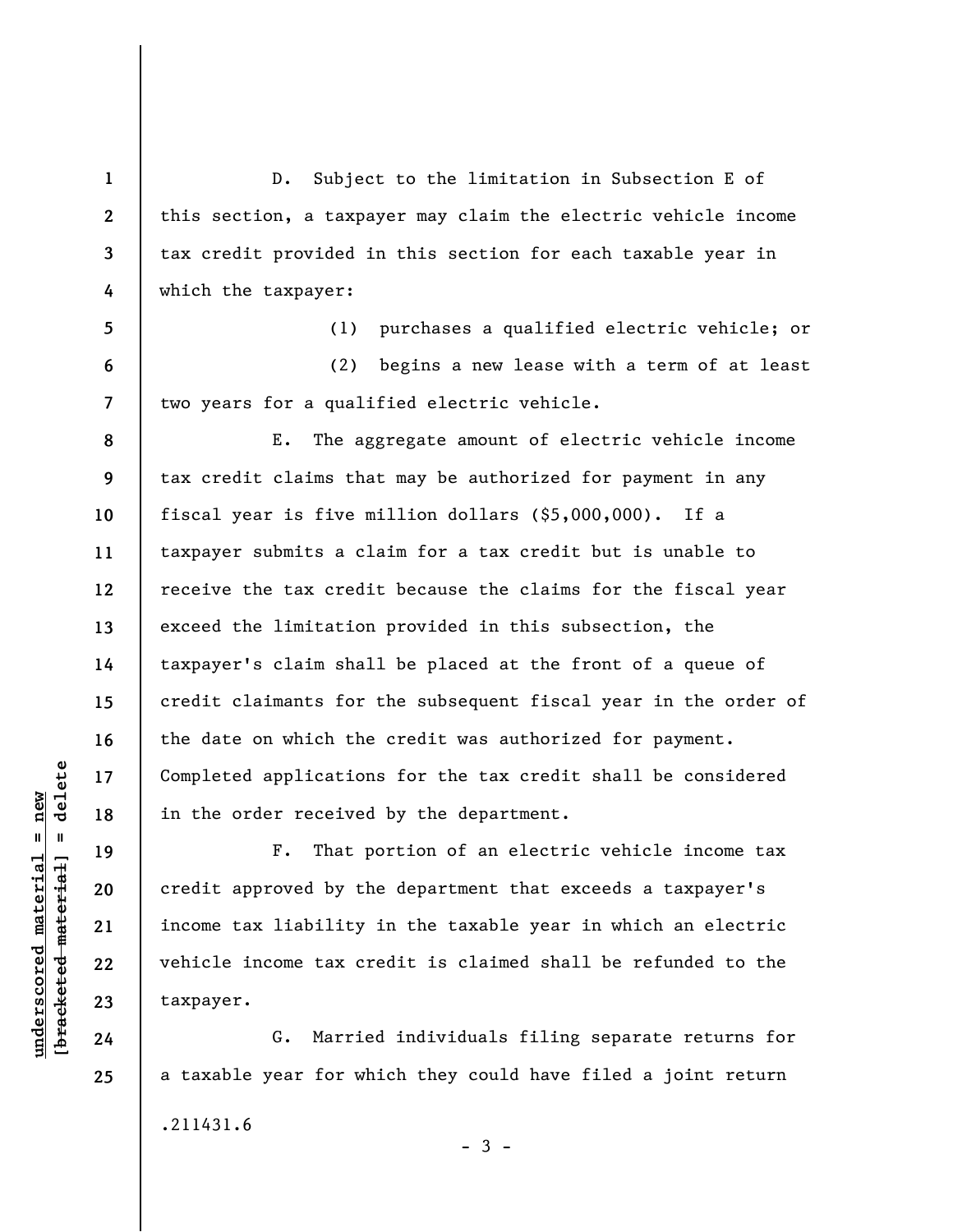D. Subject to the limitation in Subsection E of this section, a taxpayer may claim the electric vehicle income tax credit provided in this section for each taxable year in which the taxpayer:

(1) purchases a qualified electric vehicle; or

(2) begins a new lease with a term of at least two years for a qualified electric vehicle.

E. The aggregate amount of electric vehicle income tax credit claims that may be authorized for payment in any fiscal year is five million dollars ($5,000,000). If a taxpayer submits a claim for a tax credit but is unable to receive the tax credit because the claims for the fiscal year exceed the limitation provided in this subsection, the taxpayer's claim shall be placed at the front of a queue of credit claimants for the subsequent fiscal year in the order of the date on which the credit was authorized for payment. Completed applications for the tax credit shall be considered in the order received by the department.

F. That portion of an electric vehicle income tax credit approved by the department that exceeds a taxpayer's income tax liability in the taxable year in which an electric vehicle income tax credit is claimed shall be refunded to the taxpayer.

G. Married individuals filing separate returns for a taxable year for which they could have filed a joint return

.211431.6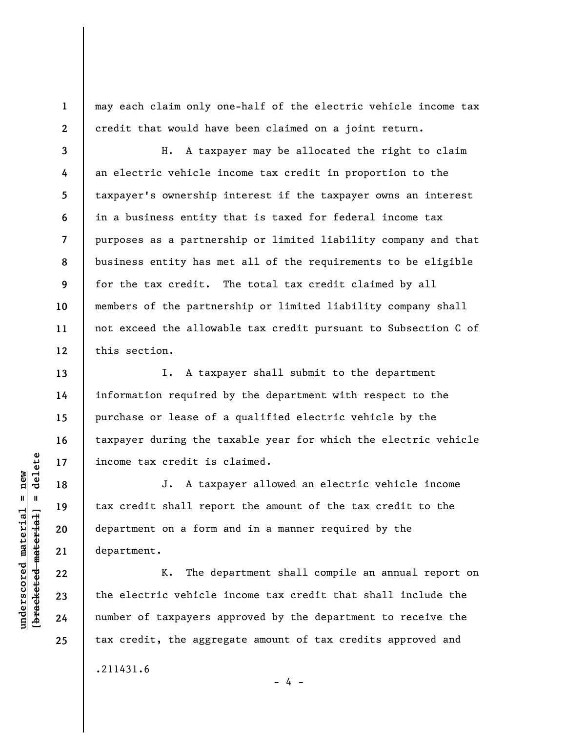may each claim only one-half of the electric vehicle income tax credit that would have been claimed on a joint return.

H. A taxpayer may be allocated the right to claim an electric vehicle income tax credit in proportion to the taxpayer's ownership interest if the taxpayer owns an interest in a business entity that is taxed for federal income tax purposes as a partnership or limited liability company and that business entity has met all of the requirements to be eligible for the tax credit. The total tax credit claimed by all members of the partnership or limited liability company shall not exceed the allowable tax credit pursuant to Subsection C of this section.

I. A taxpayer shall submit to the department information required by the department with respect to the purchase or lease of a qualified electric vehicle by the taxpayer during the taxable year for which the electric vehicle income tax credit is claimed.

J. A taxpayer allowed an electric vehicle income tax credit shall report the amount of the tax credit to the department on a form and in a manner required by the department.

K. The department shall compile an annual report on the electric vehicle income tax credit that shall include the number of taxpayers approved by the department to receive the tax credit, the aggregate amount of tax credits approved and

.211431.6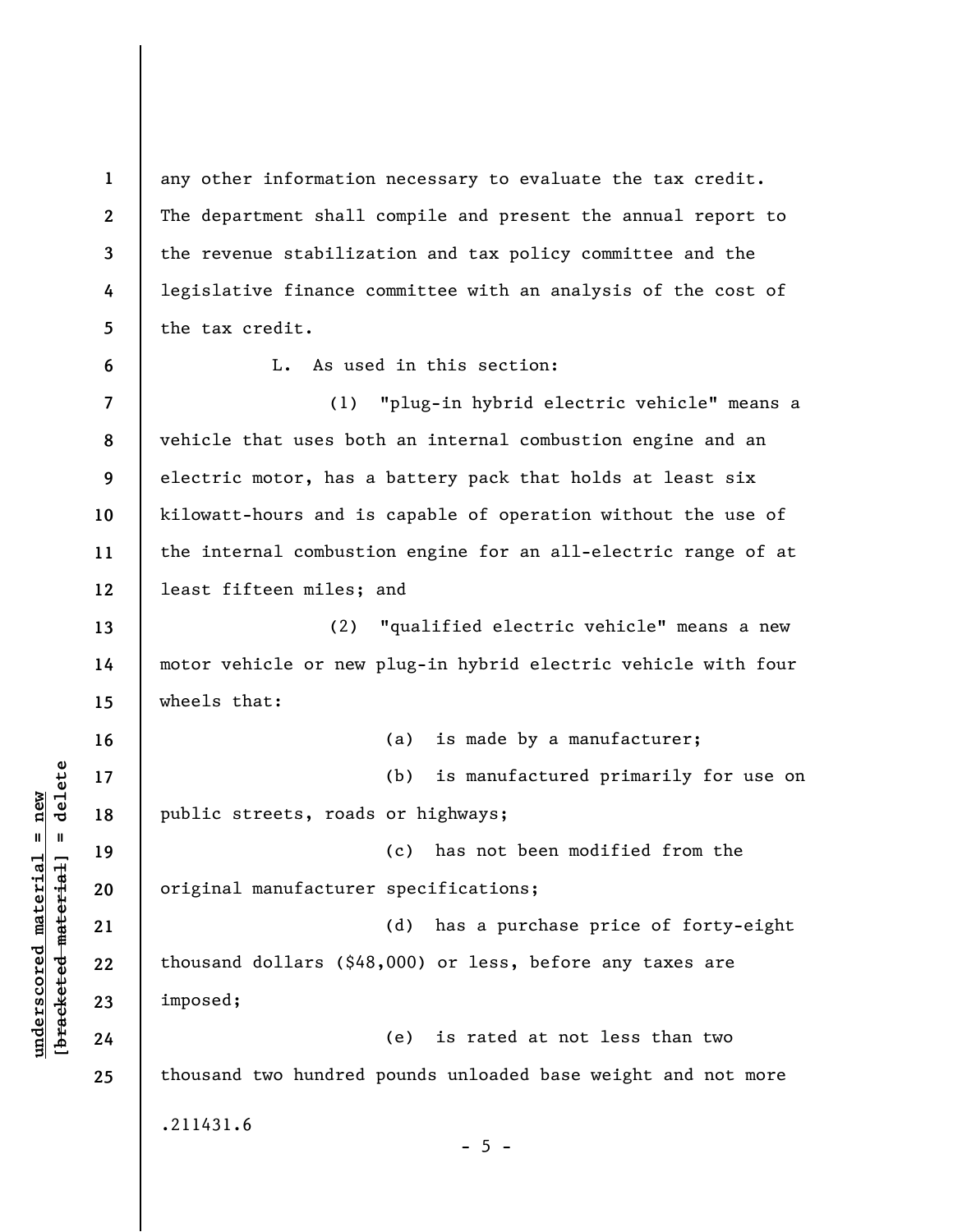any other information necessary to evaluate the tax credit. The department shall compile and present the annual report to the revenue stabilization and tax policy committee and the legislative finance committee with an analysis of the cost of the tax credit.

L. As used in this section:

(1) "plug-in hybrid electric vehicle" means a vehicle that uses both an internal combustion engine and an electric motor, has a battery pack that holds at least six kilowatt-hours and is capable of operation without the use of the internal combustion engine for an all-electric range of at least fifteen miles; and

(2) "qualified electric vehicle" means a new motor vehicle or new plug-in hybrid electric vehicle with four wheels that:

(a) is made by a manufacturer;

(b) is manufactured primarily for use on public streets, roads or highways;

(c) has not been modified from the original manufacturer specifications;

(d) has a purchase price of forty-eight thousand dollars ($48,000) or less, before any taxes are imposed;

(e) is rated at not less than two thousand two hundred pounds unloaded base weight and not more

.211431.6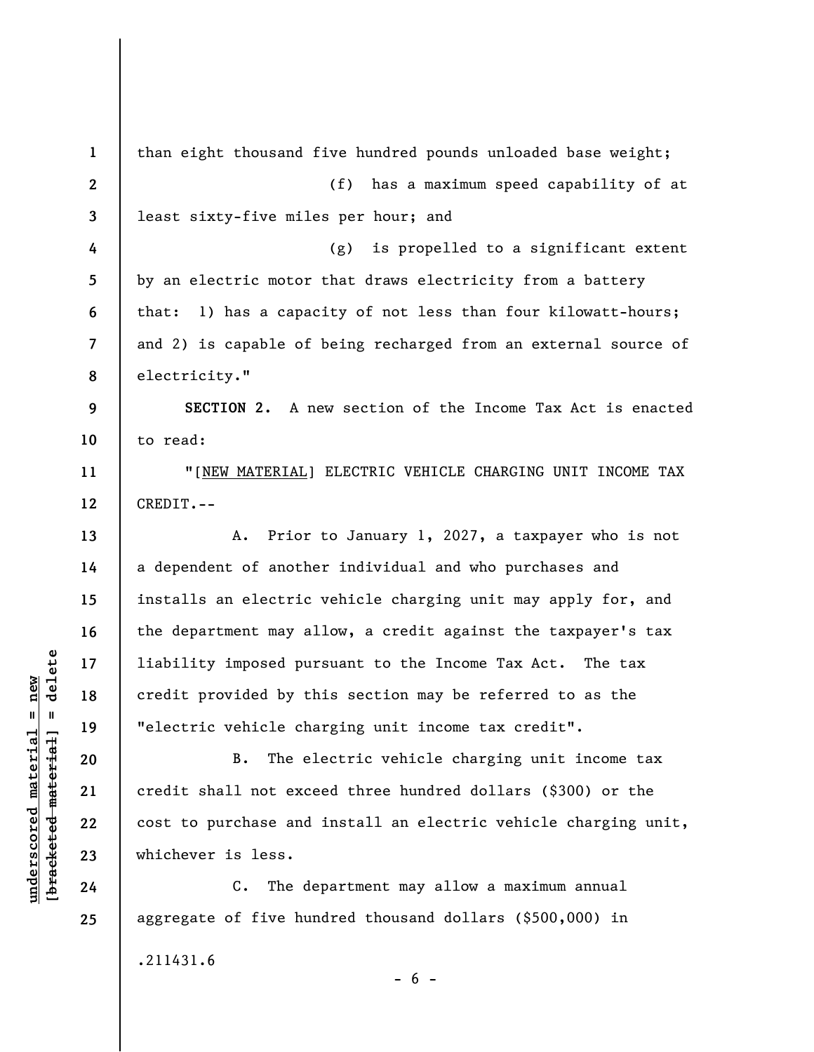than eight thousand five hundred pounds unloaded base weight;

(f) has a maximum speed capability of at least sixty-five miles per hour; and

(g) is propelled to a significant extent by an electric motor that draws electricity from a battery that: 1) has a capacity of not less than four kilowatt-hours; and 2) is capable of being recharged from an external source of electricity."

**SECTION 2.** A new section of the Income Tax Act is enacted to read:

"[NEW MATERIAL] ELECTRIC VEHICLE CHARGING UNIT INCOME TAX CREDIT.--

A. Prior to January 1, 2027, a taxpayer who is not a dependent of another individual and who purchases and installs an electric vehicle charging unit may apply for, and the department may allow, a credit against the taxpayer's tax liability imposed pursuant to the Income Tax Act. The tax credit provided by this section may be referred to as the "electric vehicle charging unit income tax credit".

B. The electric vehicle charging unit income tax credit shall not exceed three hundred dollars ($300) or the cost to purchase and install an electric vehicle charging unit, whichever is less.

C. The department may allow a maximum annual aggregate of five hundred thousand dollars ($500,000) in

.211431.6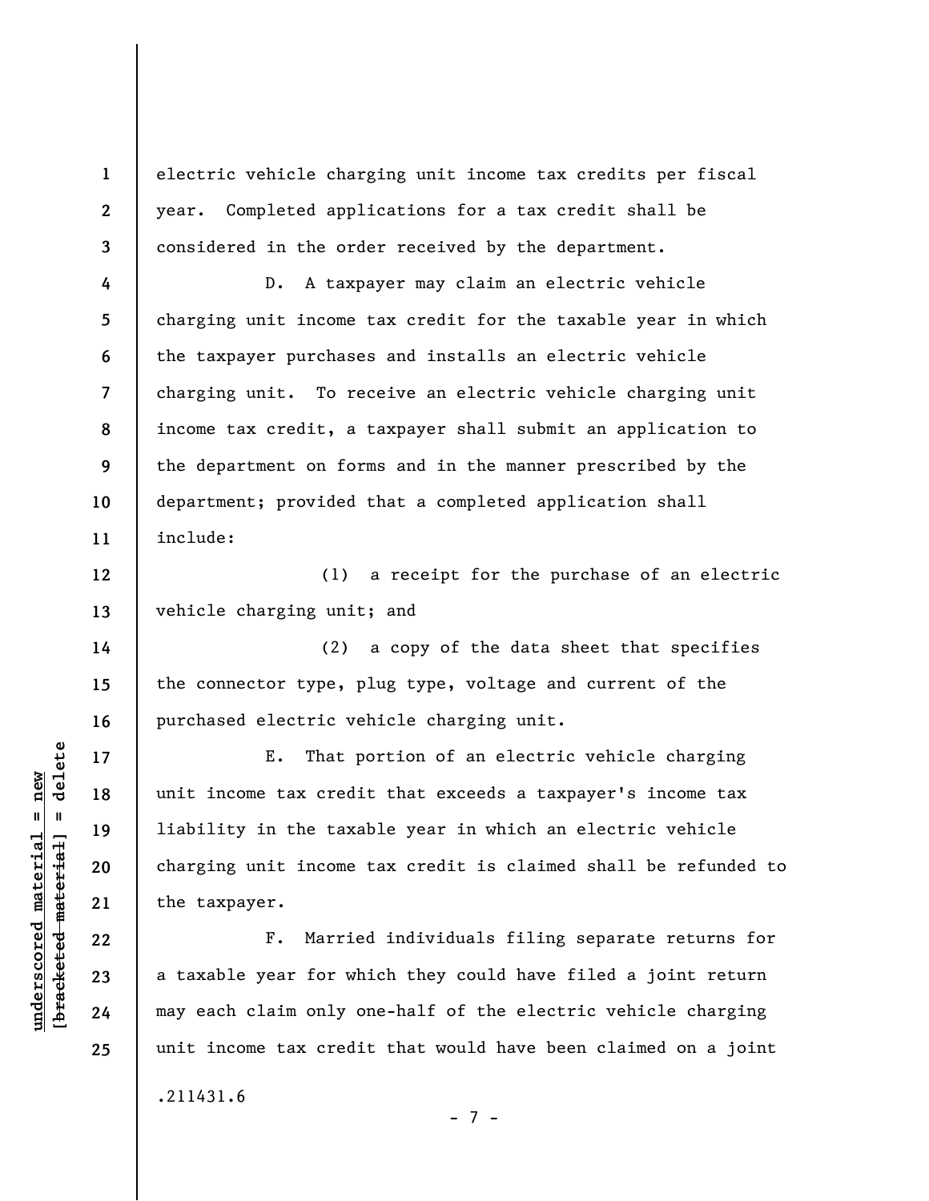electric vehicle charging unit income tax credits per fiscal year. Completed applications for a tax credit shall be considered in the order received by the department.

D. A taxpayer may claim an electric vehicle charging unit income tax credit for the taxable year in which the taxpayer purchases and installs an electric vehicle charging unit. To receive an electric vehicle charging unit income tax credit, a taxpayer shall submit an application to the department on forms and in the manner prescribed by the department; provided that a completed application shall include:

(1) a receipt for the purchase of an electric vehicle charging unit; and

(2) a copy of the data sheet that specifies the connector type, plug type, voltage and current of the purchased electric vehicle charging unit.

E. That portion of an electric vehicle charging unit income tax credit that exceeds a taxpayer's income tax liability in the taxable year in which an electric vehicle charging unit income tax credit is claimed shall be refunded to the taxpayer.

F. Married individuals filing separate returns for a taxable year for which they could have filed a joint return may each claim only one-half of the electric vehicle charging unit income tax credit that would have been claimed on a joint

.211431.6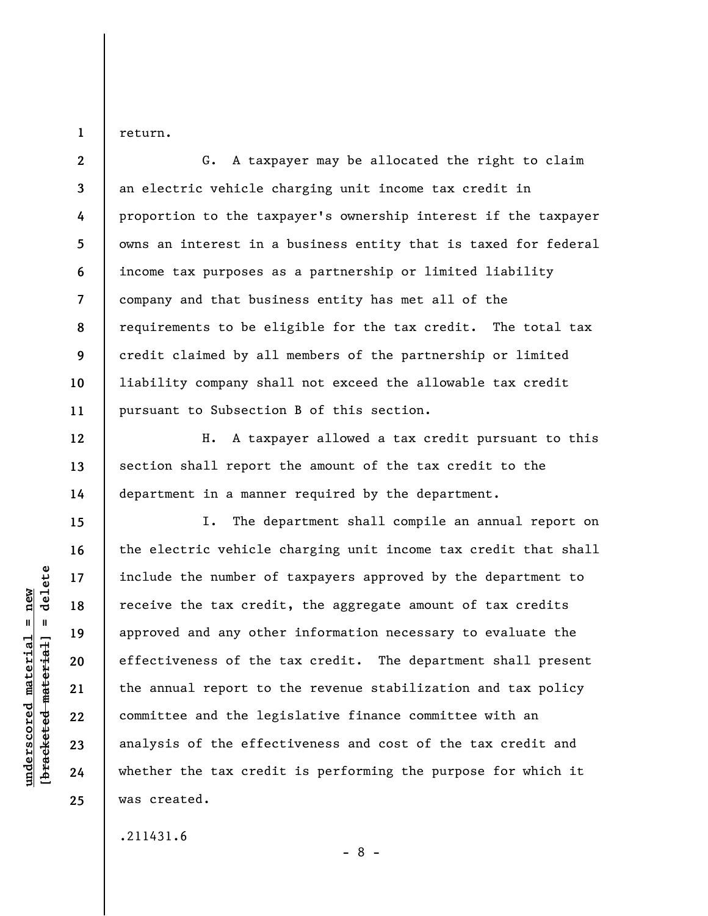return.

G. A taxpayer may be allocated the right to claim an electric vehicle charging unit income tax credit in proportion to the taxpayer's ownership interest if the taxpayer owns an interest in a business entity that is taxed for federal income tax purposes as a partnership or limited liability company and that business entity has met all of the requirements to be eligible for the tax credit. The total tax credit claimed by all members of the partnership or limited liability company shall not exceed the allowable tax credit pursuant to Subsection B of this section.

H. A taxpayer allowed a tax credit pursuant to this section shall report the amount of the tax credit to the department in a manner required by the department.

I. The department shall compile an annual report on the electric vehicle charging unit income tax credit that shall include the number of taxpayers approved by the department to receive the tax credit, the aggregate amount of tax credits approved and any other information necessary to evaluate the effectiveness of the tax credit. The department shall present the annual report to the revenue stabilization and tax policy committee and the legislative finance committee with an analysis of the effectiveness and cost of the tax credit and whether the tax credit is performing the purpose for which it was created.

.211431.6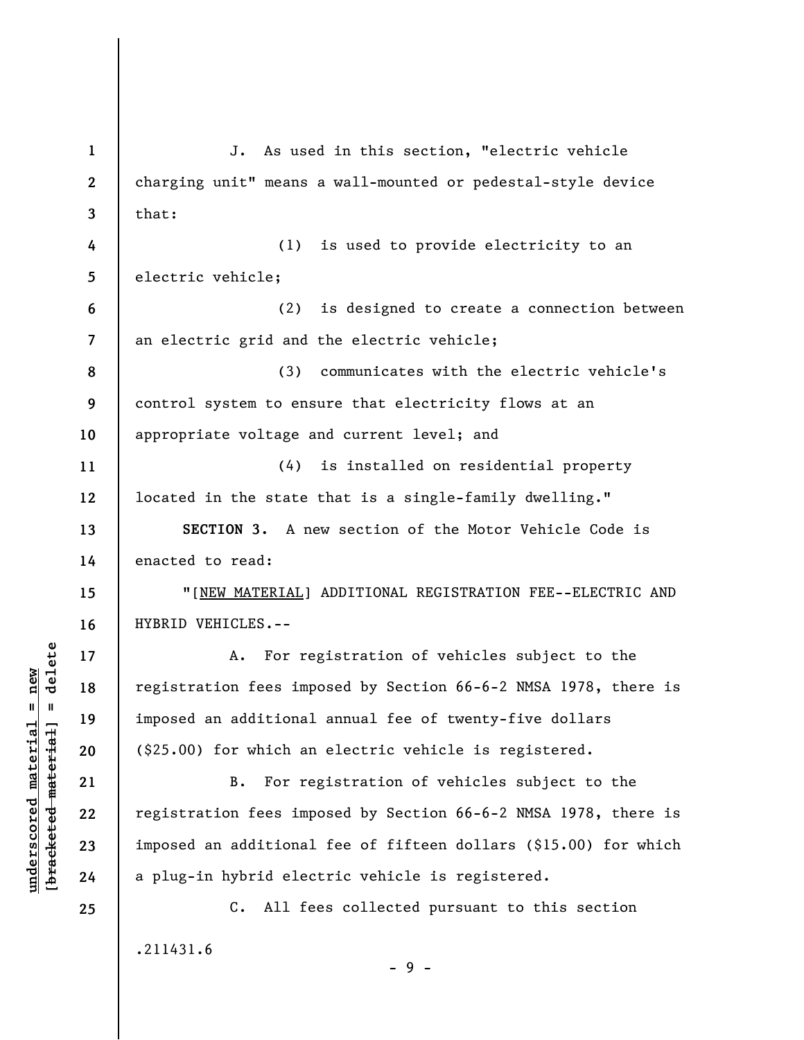J. As used in this section, "electric vehicle charging unit" means a wall-mounted or pedestal-style device that:

(1) is used to provide electricity to an electric vehicle;

(2) is designed to create a connection between an electric grid and the electric vehicle;

(3) communicates with the electric vehicle's control system to ensure that electricity flows at an appropriate voltage and current level; and

(4) is installed on residential property located in the state that is a single-family dwelling."

**SECTION 3.** A new section of the Motor Vehicle Code is enacted to read:

"[NEW MATERIAL] ADDITIONAL REGISTRATION FEE--ELECTRIC AND HYBRID VEHICLES.--

A. For registration of vehicles subject to the registration fees imposed by Section 66-6-2 NMSA 1978, there is imposed an additional annual fee of twenty-five dollars ($25.00) for which an electric vehicle is registered.

B. For registration of vehicles subject to the registration fees imposed by Section 66-6-2 NMSA 1978, there is imposed an additional fee of fifteen dollars ($15.00) for which a plug-in hybrid electric vehicle is registered.

C. All fees collected pursuant to this section

.211431.6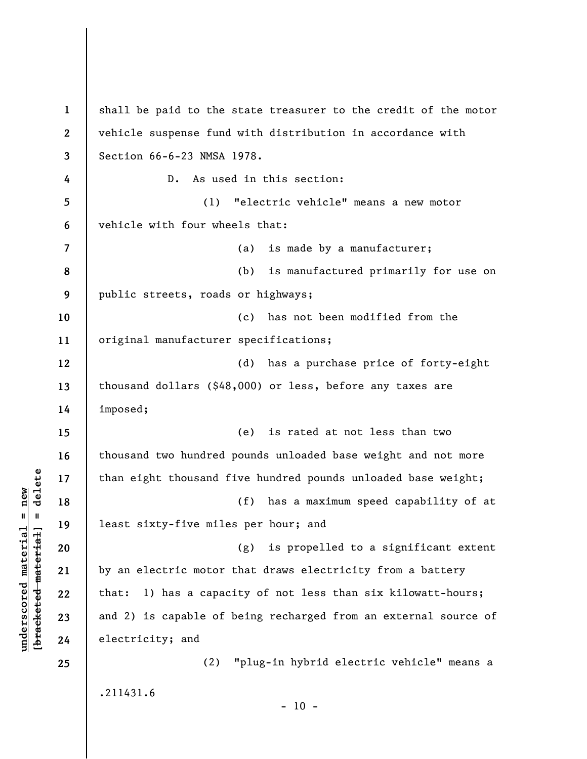shall be paid to the state treasurer to the credit of the motor vehicle suspense fund with distribution in accordance with Section 66-6-23 NMSA 1978.

D. As used in this section:

(1) "electric vehicle" means a new motor vehicle with four wheels that:

(a) is made by a manufacturer;

(b) is manufactured primarily for use on public streets, roads or highways;

(c) has not been modified from the original manufacturer specifications;

(d) has a purchase price of forty-eight thousand dollars ($48,000) or less, before any taxes are imposed;

(e) is rated at not less than two thousand two hundred pounds unloaded base weight and not more than eight thousand five hundred pounds unloaded base weight;

(f) has a maximum speed capability of at least sixty-five miles per hour; and

(g) is propelled to a significant extent by an electric motor that draws electricity from a battery that: 1) has a capacity of not less than six kilowatt-hours; and 2) is capable of being recharged from an external source of electricity; and

(2) "plug-in hybrid electric vehicle" means a

.211431.6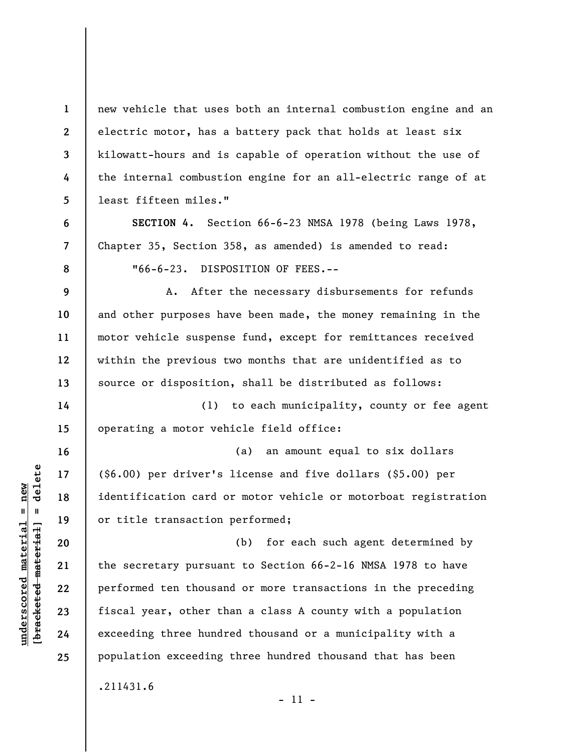new vehicle that uses both an internal combustion engine and an electric motor, has a battery pack that holds at least six kilowatt-hours and is capable of operation without the use of the internal combustion engine for an all-electric range of at least fifteen miles."

**SECTION 4.** Section 66-6-23 NMSA 1978 (being Laws 1978, Chapter 35, Section 358, as amended) is amended to read:

"66-6-23. DISPOSITION OF FEES.--

A. After the necessary disbursements for refunds and other purposes have been made, the money remaining in the motor vehicle suspense fund, except for remittances received within the previous two months that are unidentified as to source or disposition, shall be distributed as follows:

(1) to each municipality, county or fee agent operating a motor vehicle field office:

(a) an amount equal to six dollars ($6.00) per driver's license and five dollars ($5.00) per identification card or motor vehicle or motorboat registration or title transaction performed;

(b) for each such agent determined by the secretary pursuant to Section 66-2-16 NMSA 1978 to have performed ten thousand or more transactions in the preceding fiscal year, other than a class A county with a population exceeding three hundred thousand or a municipality with a population exceeding three hundred thousand that has been

.211431.6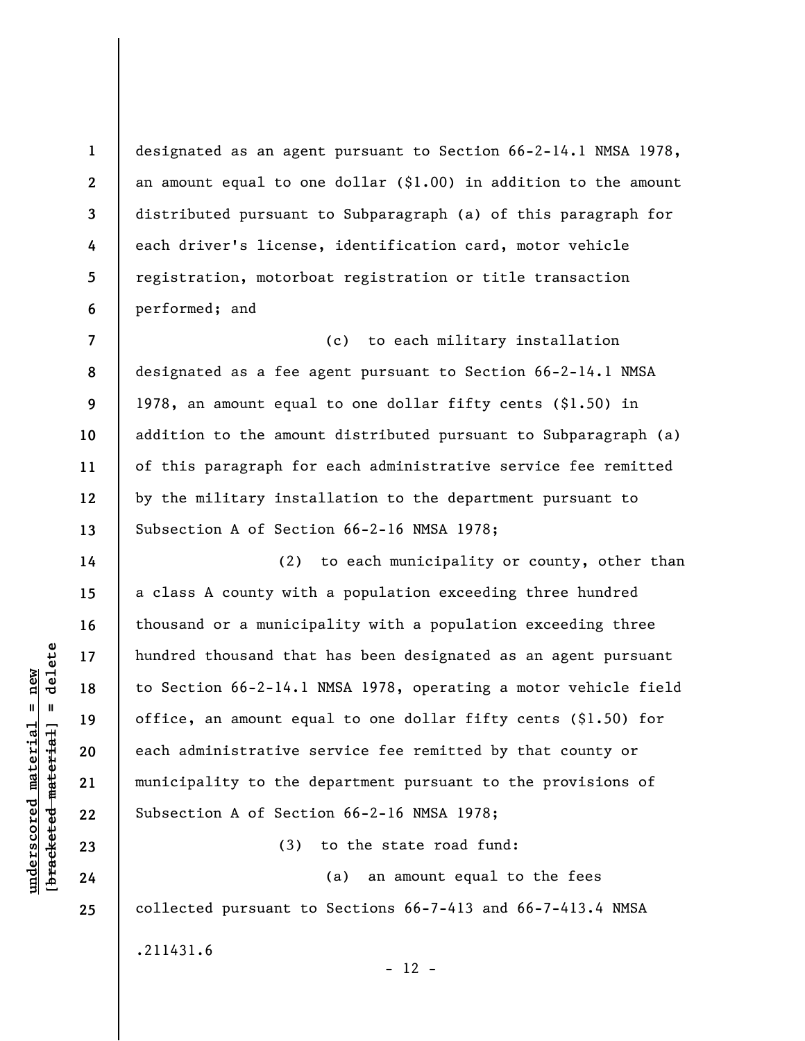designated as an agent pursuant to Section 66-2-14.1 NMSA 1978, an amount equal to one dollar ($1.00) in addition to the amount distributed pursuant to Subparagraph (a) of this paragraph for each driver's license, identification card, motor vehicle registration, motorboat registration or title transaction performed; and

(c) to each military installation designated as a fee agent pursuant to Section 66-2-14.1 NMSA 1978, an amount equal to one dollar fifty cents ($1.50) in addition to the amount distributed pursuant to Subparagraph (a) of this paragraph for each administrative service fee remitted by the military installation to the department pursuant to Subsection A of Section 66-2-16 NMSA 1978;

(2) to each municipality or county, other than a class A county with a population exceeding three hundred thousand or a municipality with a population exceeding three hundred thousand that has been designated as an agent pursuant to Section 66-2-14.1 NMSA 1978, operating a motor vehicle field office, an amount equal to one dollar fifty cents ($1.50) for each administrative service fee remitted by that county or municipality to the department pursuant to the provisions of Subsection A of Section 66-2-16 NMSA 1978;

(3) to the state road fund:

(a) an amount equal to the fees collected pursuant to Sections 66-7-413 and 66-7-413.4 NMSA

.211431.6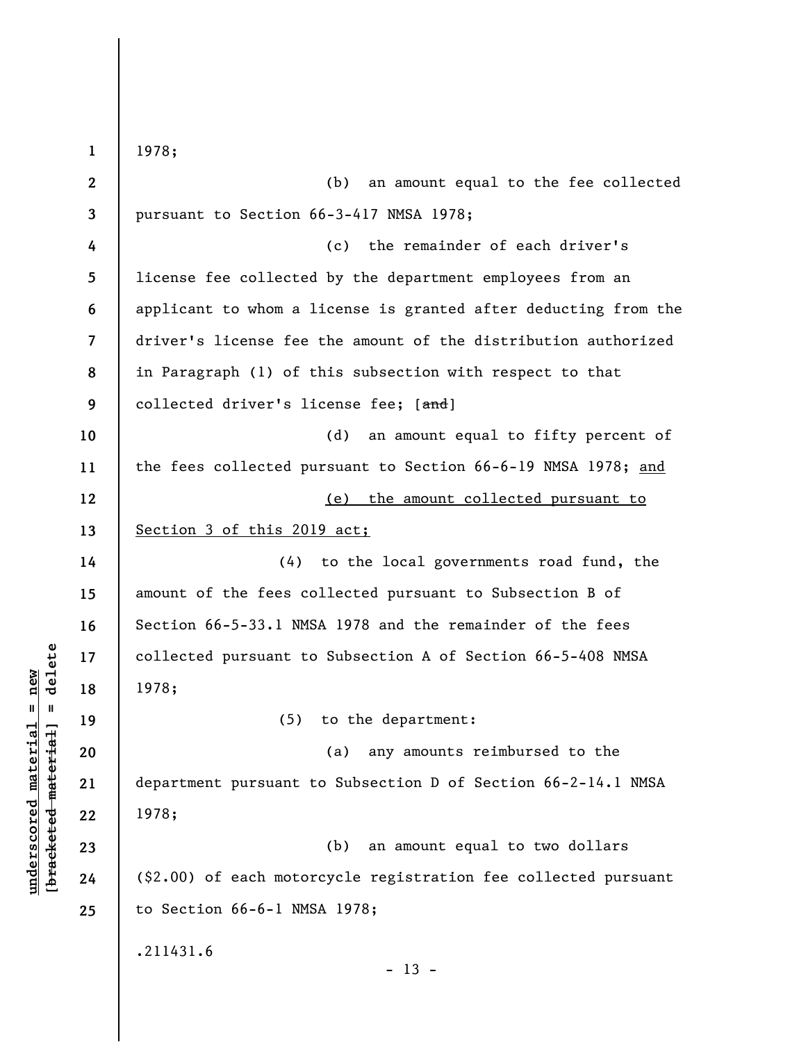1978;

(b) an amount equal to the fee collected pursuant to Section 66-3-417 NMSA 1978;

(c) the remainder of each driver's license fee collected by the department employees from an applicant to whom a license is granted after deducting from the driver's license fee the amount of the distribution authorized in Paragraph (1) of this subsection with respect to that collected driver's license fee; [~~and~~]

(d) an amount equal to fifty percent of the fees collected pursuant to Section 66-6-19 NMSA 1978; <u>and</u>

<u>(e) the amount collected pursuant to Section 3 of this 2019 act;</u>

(4) to the local governments road fund, the amount of the fees collected pursuant to Subsection B of Section 66-5-33.1 NMSA 1978 and the remainder of the fees collected pursuant to Subsection A of Section 66-5-408 NMSA 1978;

(5) to the department:

(a) any amounts reimbursed to the department pursuant to Subsection D of Section 66-2-14.1 NMSA 1978;

(b) an amount equal to two dollars ($2.00) of each motorcycle registration fee collected pursuant to Section 66-6-1 NMSA 1978;

.211431.6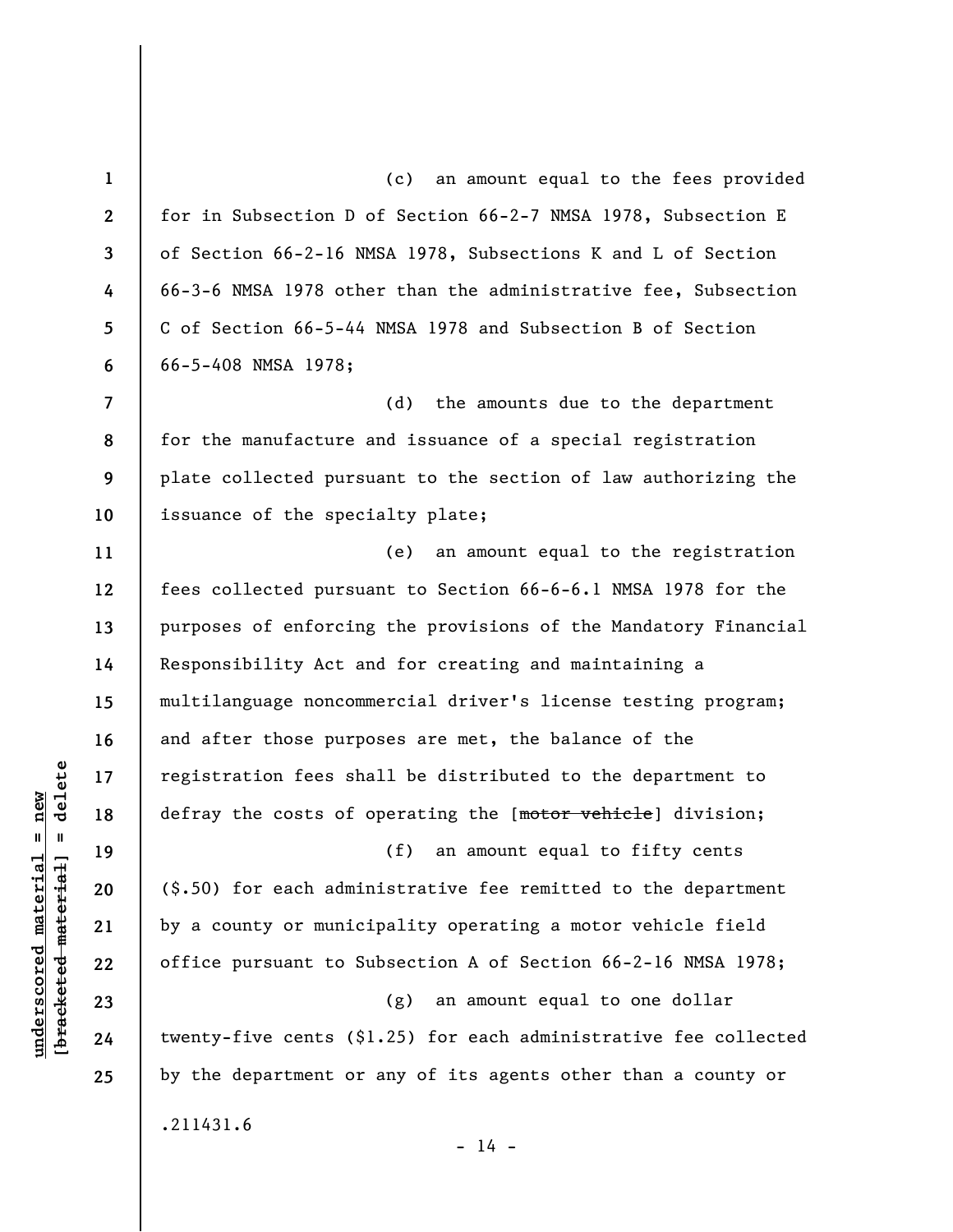(c) an amount equal to the fees provided for in Subsection D of Section 66-2-7 NMSA 1978, Subsection E of Section 66-2-16 NMSA 1978, Subsections K and L of Section 66-3-6 NMSA 1978 other than the administrative fee, Subsection C of Section 66-5-44 NMSA 1978 and Subsection B of Section 66-5-408 NMSA 1978;

(d) the amounts due to the department for the manufacture and issuance of a special registration plate collected pursuant to the section of law authorizing the issuance of the specialty plate;

(e) an amount equal to the registration fees collected pursuant to Section 66-6-6.1 NMSA 1978 for the purposes of enforcing the provisions of the Mandatory Financial Responsibility Act and for creating and maintaining a multilanguage noncommercial driver's license testing program; and after those purposes are met, the balance of the registration fees shall be distributed to the department to defray the costs of operating the [~~motor vehicle~~] division;

(f) an amount equal to fifty cents ($.50) for each administrative fee remitted to the department by a county or municipality operating a motor vehicle field office pursuant to Subsection A of Section 66-2-16 NMSA 1978;

(g) an amount equal to one dollar twenty-five cents ($1.25) for each administrative fee collected by the department or any of its agents other than a county or

.211431.6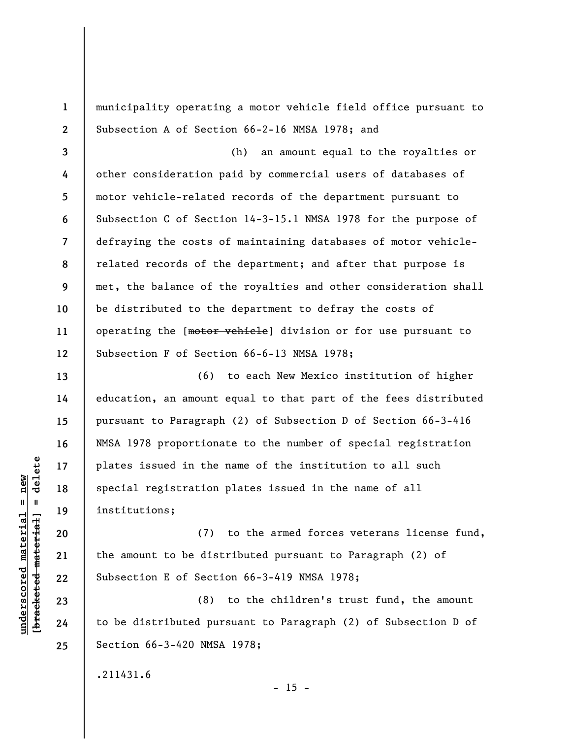municipality operating a motor vehicle field office pursuant to Subsection A of Section 66-2-16 NMSA 1978; and

(h) an amount equal to the royalties or other consideration paid by commercial users of databases of motor vehicle-related records of the department pursuant to Subsection C of Section 14-3-15.1 NMSA 1978 for the purpose of defraying the costs of maintaining databases of motor vehicle-related records of the department; and after that purpose is met, the balance of the royalties and other consideration shall be distributed to the department to defray the costs of operating the [~~motor vehicle~~] division or for use pursuant to Subsection F of Section 66-6-13 NMSA 1978;

(6) to each New Mexico institution of higher education, an amount equal to that part of the fees distributed pursuant to Paragraph (2) of Subsection D of Section 66-3-416 NMSA 1978 proportionate to the number of special registration plates issued in the name of the institution to all such special registration plates issued in the name of all institutions;

(7) to the armed forces veterans license fund, the amount to be distributed pursuant to Paragraph (2) of Subsection E of Section 66-3-419 NMSA 1978;

(8) to the children's trust fund, the amount to be distributed pursuant to Paragraph (2) of Subsection D of Section 66-3-420 NMSA 1978;

.211431.6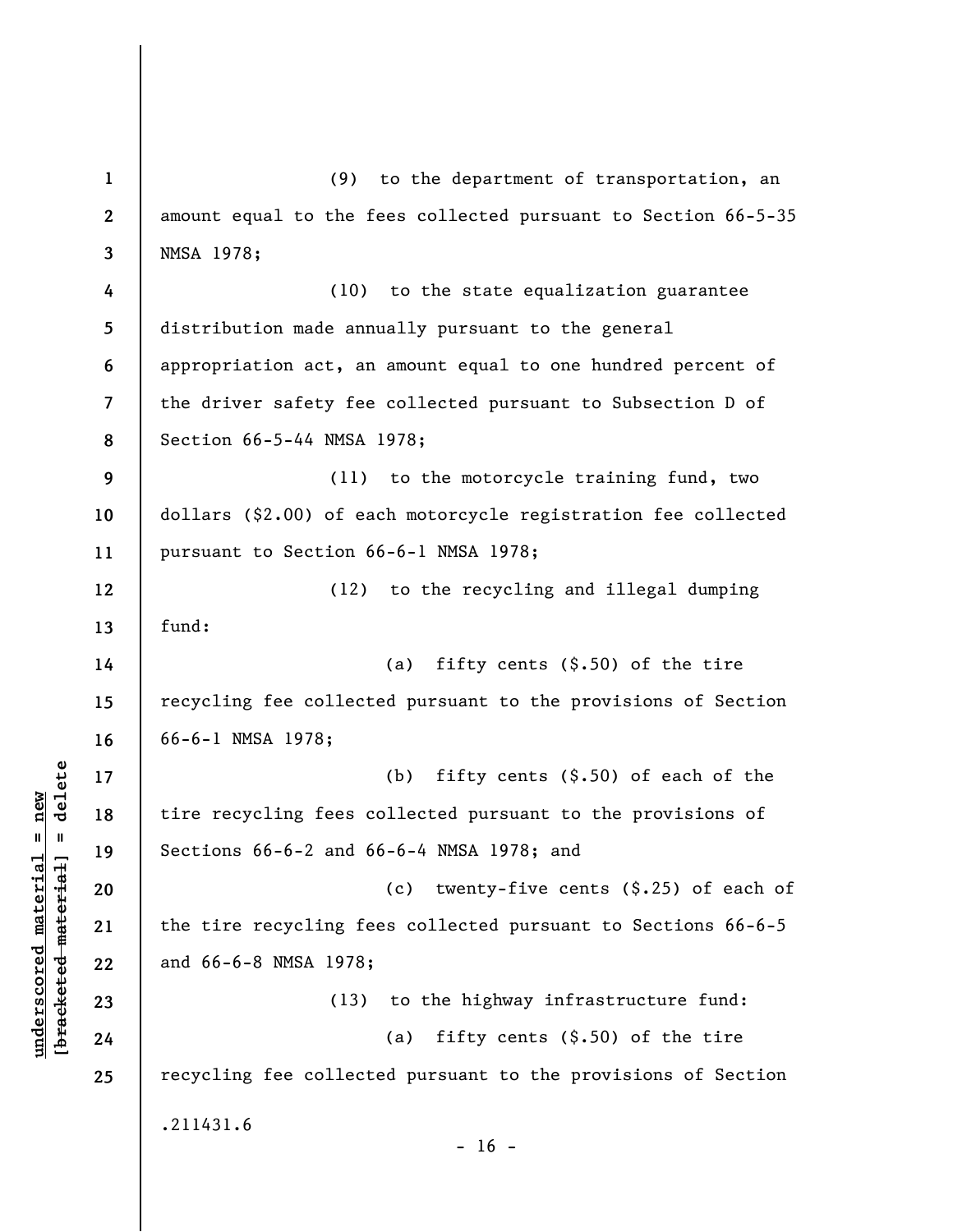(9) to the department of transportation, an amount equal to the fees collected pursuant to Section 66-5-35 NMSA 1978;

(10) to the state equalization guarantee distribution made annually pursuant to the general appropriation act, an amount equal to one hundred percent of the driver safety fee collected pursuant to Subsection D of Section 66-5-44 NMSA 1978;

(11) to the motorcycle training fund, two dollars ($2.00) of each motorcycle registration fee collected pursuant to Section 66-6-1 NMSA 1978;

(12) to the recycling and illegal dumping fund:

(a) fifty cents ($.50) of the tire recycling fee collected pursuant to the provisions of Section 66-6-1 NMSA 1978;

(b) fifty cents ($.50) of each of the tire recycling fees collected pursuant to the provisions of Sections 66-6-2 and 66-6-4 NMSA 1978; and

(c) twenty-five cents ($.25) of each of the tire recycling fees collected pursuant to Sections 66-6-5 and 66-6-8 NMSA 1978;

(13) to the highway infrastructure fund:

(a) fifty cents ($.50) of the tire recycling fee collected pursuant to the provisions of Section

.211431.6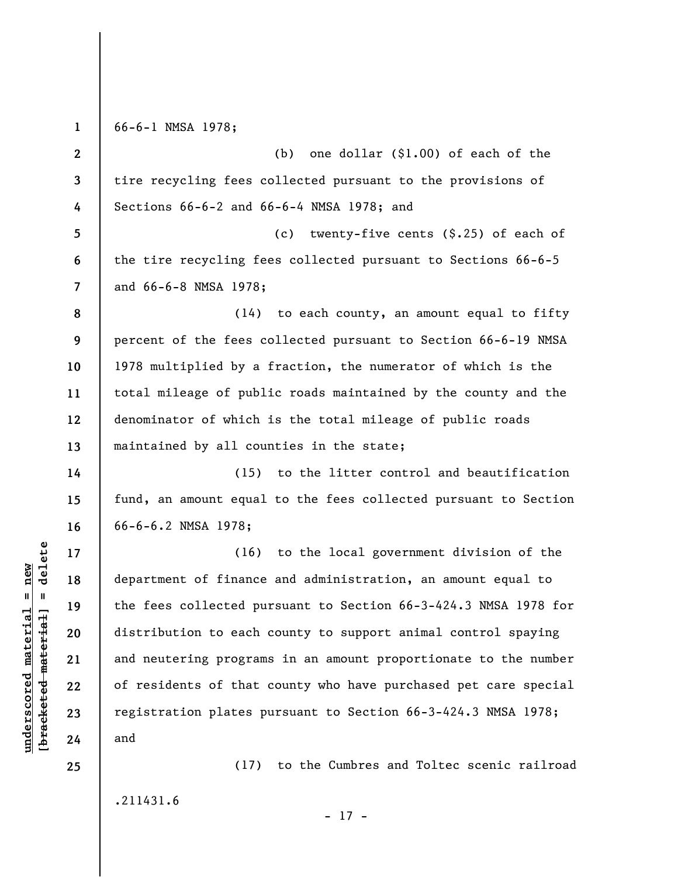66-6-1 NMSA 1978;

(b) one dollar ($1.00) of each of the tire recycling fees collected pursuant to the provisions of Sections 66-6-2 and 66-6-4 NMSA 1978; and

(c) twenty-five cents ($.25) of each of the tire recycling fees collected pursuant to Sections 66-6-5 and 66-6-8 NMSA 1978;

(14) to each county, an amount equal to fifty percent of the fees collected pursuant to Section 66-6-19 NMSA 1978 multiplied by a fraction, the numerator of which is the total mileage of public roads maintained by the county and the denominator of which is the total mileage of public roads maintained by all counties in the state;

(15) to the litter control and beautification fund, an amount equal to the fees collected pursuant to Section 66-6-6.2 NMSA 1978;

(16) to the local government division of the department of finance and administration, an amount equal to the fees collected pursuant to Section 66-3-424.3 NMSA 1978 for distribution to each county to support animal control spaying and neutering programs in an amount proportionate to the number of residents of that county who have purchased pet care special registration plates pursuant to Section 66-3-424.3 NMSA 1978; and

(17) to the Cumbres and Toltec scenic railroad

.211431.6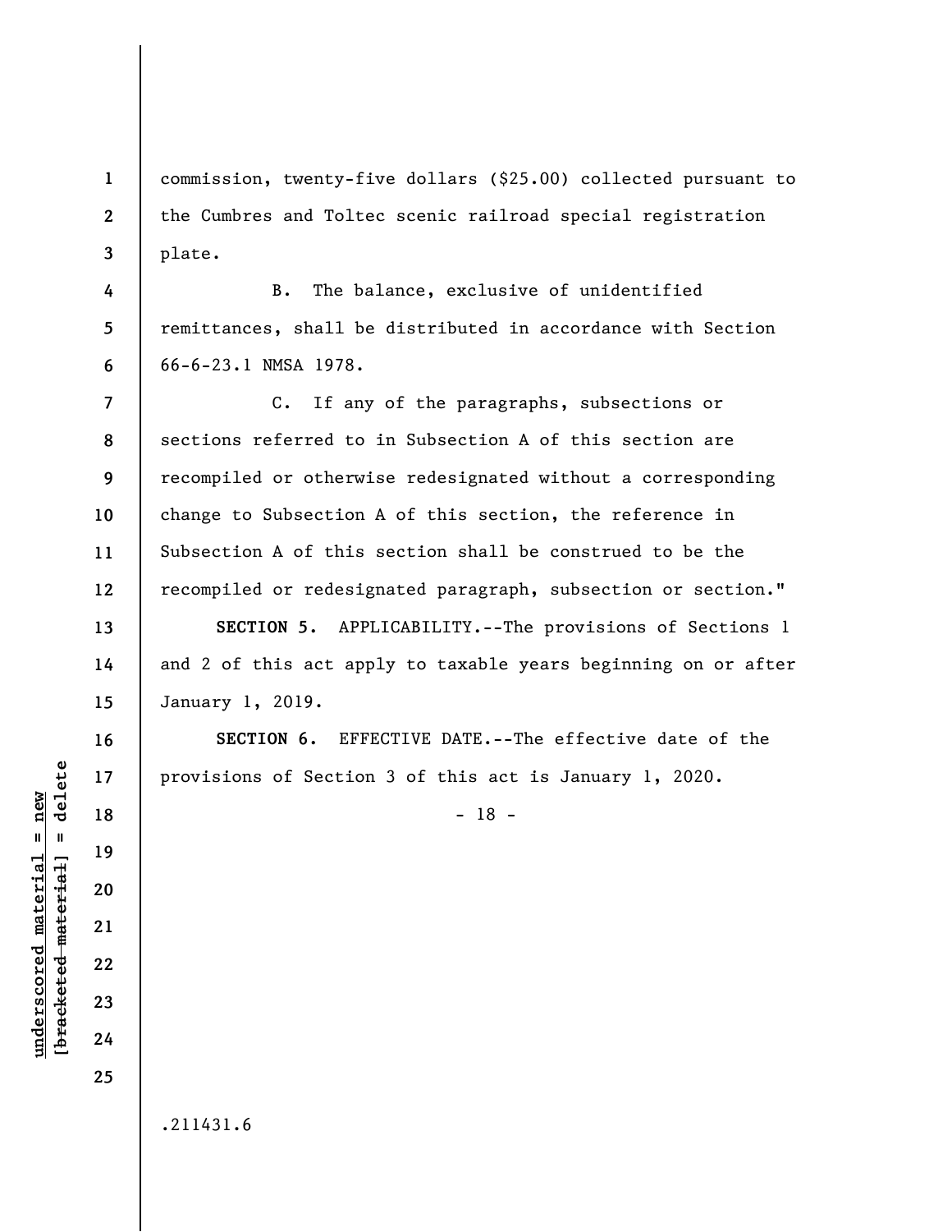commission, twenty-five dollars ($25.00) collected pursuant to the Cumbres and Toltec scenic railroad special registration plate.

B. The balance, exclusive of unidentified remittances, shall be distributed in accordance with Section 66-6-23.1 NMSA 1978.

C. If any of the paragraphs, subsections or sections referred to in Subsection A of this section are recompiled or otherwise redesignated without a corresponding change to Subsection A of this section, the reference in Subsection A of this section shall be construed to be the recompiled or redesignated paragraph, subsection or section."

**SECTION 5.** APPLICABILITY.--The provisions of Sections 1 and 2 of this act apply to taxable years beginning on or after January 1, 2019.

**SECTION 6.** EFFECTIVE DATE.--The effective date of the provisions of Section 3 of this act is January 1, 2020.

.211431.6